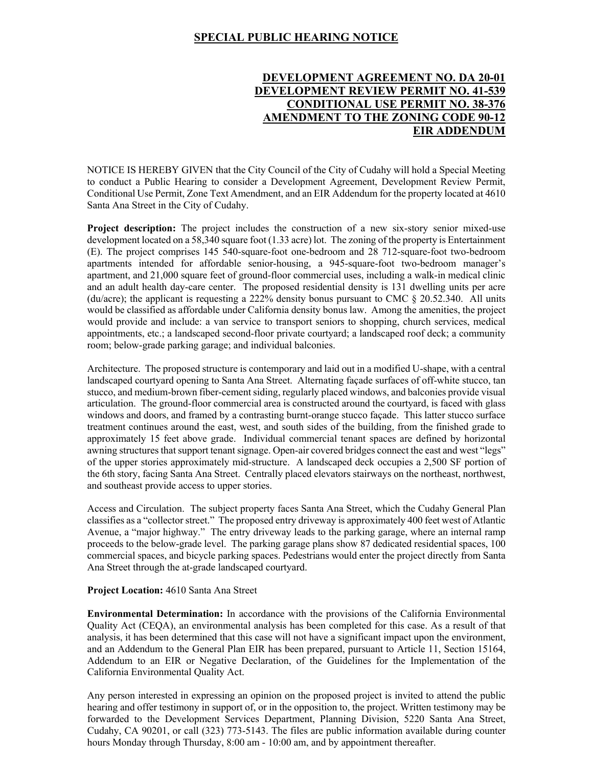# SPECIAL PUBLIC HEARING NOTICE

**DEVELOPMENT AGREEMENT NO. DA 20-01**
**DEVELOPMENT REVIEW PERMIT NO. 41-539**
**CONDITIONAL USE PERMIT NO. 38-376**
**AMENDMENT TO THE ZONING CODE 90-12**
**EIR ADDENDUM**

NOTICE IS HEREBY GIVEN that the City Council of the City of Cudahy will hold a Special Meeting to conduct a Public Hearing to consider a Development Agreement, Development Review Permit, Conditional Use Permit, Zone Text Amendment, and an EIR Addendum for the property located at 4610 Santa Ana Street in the City of Cudahy.

**Project description:** The project includes the construction of a new six-story senior mixed-use development located on a 58,340 square foot (1.33 acre) lot. The zoning of the property is Entertainment (E). The project comprises 145 540-square-foot one-bedroom and 28 712-square-foot two-bedroom apartments intended for affordable senior-housing, a 945-square-foot two-bedroom manager's apartment, and 21,000 square feet of ground-floor commercial uses, including a walk-in medical clinic and an adult health day-care center. The proposed residential density is 131 dwelling units per acre (du/acre); the applicant is requesting a 222% density bonus pursuant to CMC § 20.52.340. All units would be classified as affordable under California density bonus law. Among the amenities, the project would provide and include: a van service to transport seniors to shopping, church services, medical appointments, etc.; a landscaped second-floor private courtyard; a landscaped roof deck; a community room; below-grade parking garage; and individual balconies.

Architecture. The proposed structure is contemporary and laid out in a modified U-shape, with a central landscaped courtyard opening to Santa Ana Street. Alternating façade surfaces of off-white stucco, tan stucco, and medium-brown fiber-cement siding, regularly placed windows, and balconies provide visual articulation. The ground-floor commercial area is constructed around the courtyard, is faced with glass windows and doors, and framed by a contrasting burnt-orange stucco façade. This latter stucco surface treatment continues around the east, west, and south sides of the building, from the finished grade to approximately 15 feet above grade. Individual commercial tenant spaces are defined by horizontal awning structures that support tenant signage. Open-air covered bridges connect the east and west "legs" of the upper stories approximately mid-structure. A landscaped deck occupies a 2,500 SF portion of the 6th story, facing Santa Ana Street. Centrally placed elevators stairways on the northeast, northwest, and southeast provide access to upper stories.

Access and Circulation. The subject property faces Santa Ana Street, which the Cudahy General Plan classifies as a "collector street." The proposed entry driveway is approximately 400 feet west of Atlantic Avenue, a "major highway." The entry driveway leads to the parking garage, where an internal ramp proceeds to the below-grade level. The parking garage plans show 87 dedicated residential spaces, 100 commercial spaces, and bicycle parking spaces. Pedestrians would enter the project directly from Santa Ana Street through the at-grade landscaped courtyard.

**Project Location:** 4610 Santa Ana Street

**Environmental Determination:** In accordance with the provisions of the California Environmental Quality Act (CEQA), an environmental analysis has been completed for this case. As a result of that analysis, it has been determined that this case will not have a significant impact upon the environment, and an Addendum to the General Plan EIR has been prepared, pursuant to Article 11, Section 15164, Addendum to an EIR or Negative Declaration, of the Guidelines for the Implementation of the California Environmental Quality Act.

Any person interested in expressing an opinion on the proposed project is invited to attend the public hearing and offer testimony in support of, or in the opposition to, the project. Written testimony may be forwarded to the Development Services Department, Planning Division, 5220 Santa Ana Street, Cudahy, CA 90201, or call (323) 773-5143. The files are public information available during counter hours Monday through Thursday, 8:00 am - 10:00 am, and by appointment thereafter.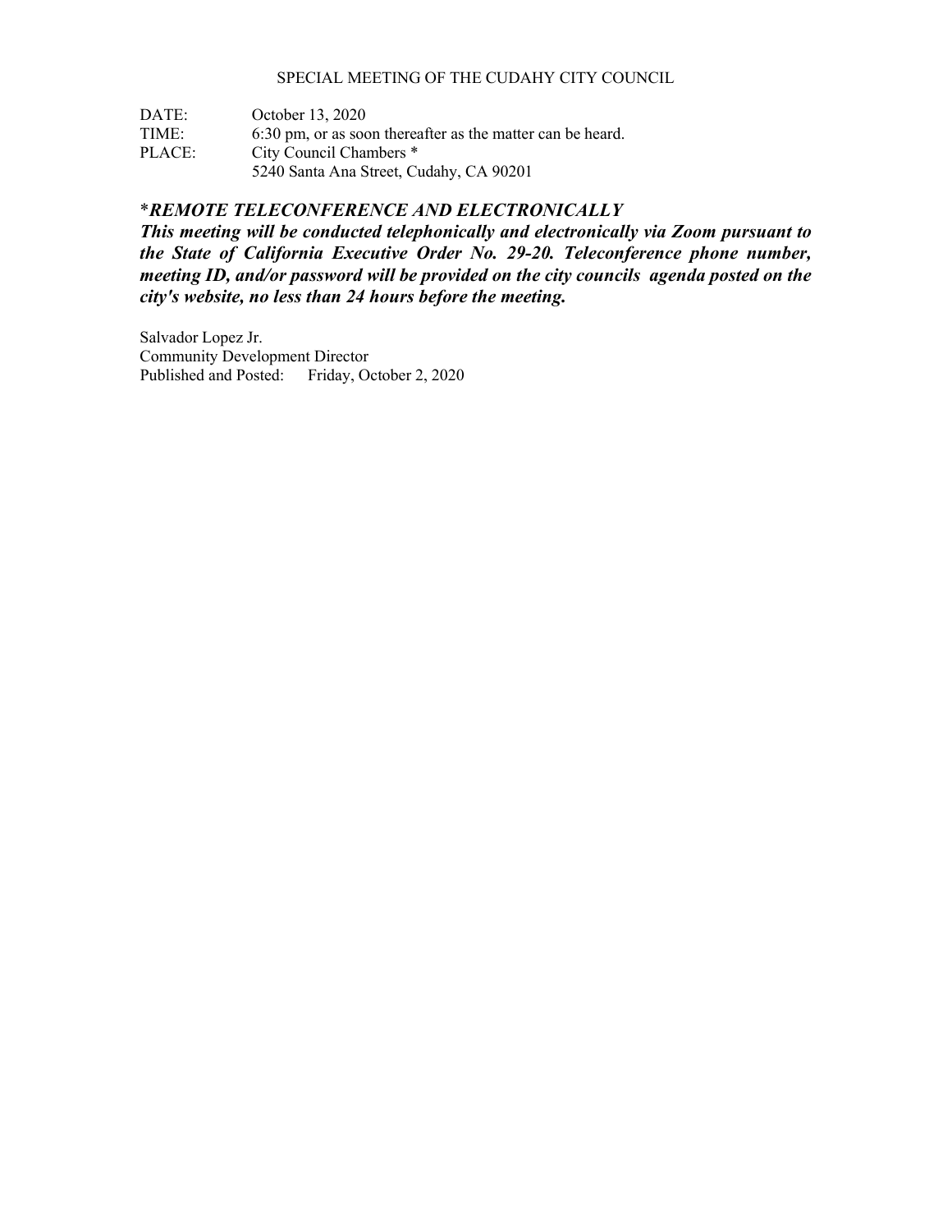SPECIAL MEETING OF THE CUDAHY CITY COUNCIL

DATE: October 13, 2020
TIME: 6:30 pm, or as soon thereafter as the matter can be heard.
PLACE: City Council Chambers *
5240 Santa Ana Street, Cudahy, CA 90201

*_**REMOTE TELECONFERENCE AND ELECTRONICALLY**_

_**This meeting will be conducted telephonically and electronically via Zoom pursuant to the State of California Executive Order No. 29-20. Teleconference phone number, meeting ID, and/or password will be provided on the city councils agenda posted on the city's website, no less than 24 hours before the meeting.**_

Salvador Lopez Jr.
Community Development Director
Published and Posted: Friday, October 2, 2020